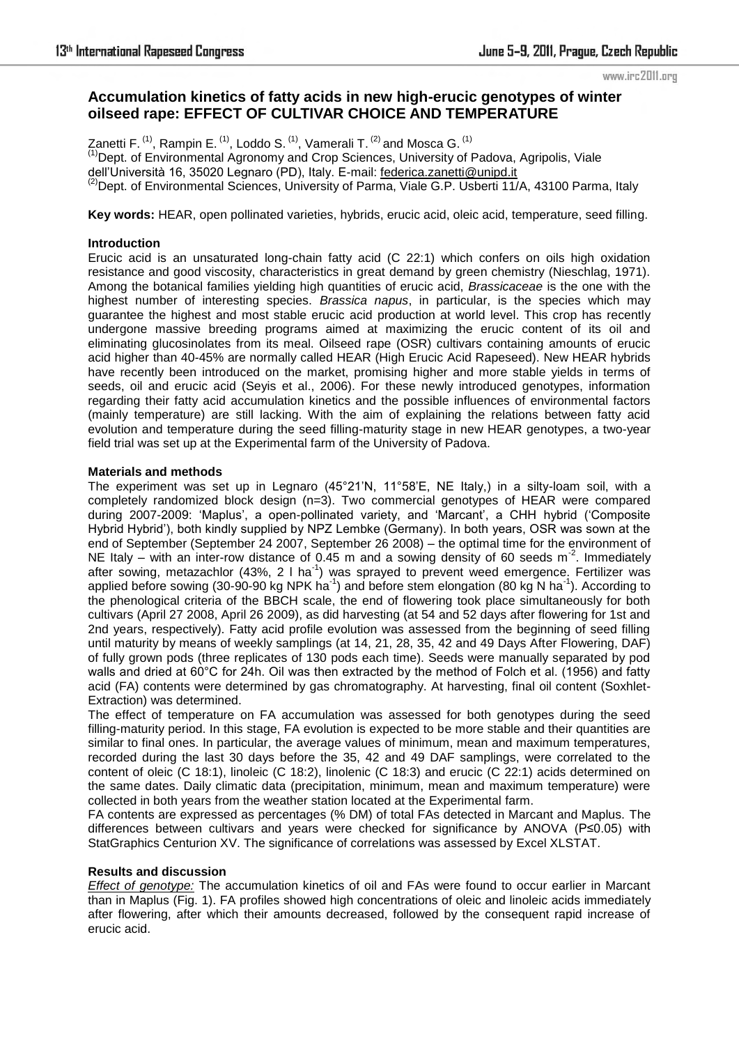# Accumulation kinetics of fatty acids in new high-erucic genotypes of winter oilseed rape: EFFECT OF CULTIVAR CHOICE AND TEMPERATURE

Zanetti F. [(1)], Rampin E. [(1)], Loddo S. [(1)], Vamerali T. [(2)] and Mosca G. [(1)]

[(1)]Dept. of Environmental Agronomy and Crop Sciences, University of Padova, Agripolis, Viale dell'Università 16, 35020 Legnaro (PD), Italy. E-mail: federica.zanetti@unipd.it

[(2)]Dept. of Environmental Sciences, University of Parma, Viale G.P. Usberti 11/A, 43100 Parma, Italy

**Key words:** HEAR, open pollinated varieties, hybrids, erucic acid, oleic acid, temperature, seed filling.

## Introduction

Erucic acid is an unsaturated long-chain fatty acid (C 22:1) which confers on oils high oxidation resistance and good viscosity, characteristics in great demand by green chemistry (Nieschlag, 1971). Among the botanical families yielding high quantities of erucic acid, *Brassicaceae* is the one with the highest number of interesting species. *Brassica napus*, in particular, is the species which may guarantee the highest and most stable erucic acid production at world level. This crop has recently undergone massive breeding programs aimed at maximizing the erucic content of its oil and eliminating glucosinolates from its meal. Oilseed rape (OSR) cultivars containing amounts of erucic acid higher than 40-45% are normally called HEAR (High Erucic Acid Rapeseed). New HEAR hybrids have recently been introduced on the market, promising higher and more stable yields in terms of seeds, oil and erucic acid (Seyis et al., 2006). For these newly introduced genotypes, information regarding their fatty acid accumulation kinetics and the possible influences of environmental factors (mainly temperature) are still lacking. With the aim of explaining the relations between fatty acid evolution and temperature during the seed filling-maturity stage in new HEAR genotypes, a two-year field trial was set up at the Experimental farm of the University of Padova.

## Materials and methods

The experiment was set up in Legnaro (45°21'N, 11°58'E, NE Italy,) in a silty-loam soil, with a completely randomized block design (n=3). Two commercial genotypes of HEAR were compared during 2007-2009: 'Maplus', a open-pollinated variety, and 'Marcant', a CHH hybrid ('Composite Hybrid Hybrid'), both kindly supplied by NPZ Lembke (Germany). In both years, OSR was sown at the end of September (September 24 2007, September 26 2008) – the optimal time for the environment of NE Italy – with an inter-row distance of 0.45 m and a sowing density of 60 seeds $m^{-2}$. Immediately after sowing, metazachlor (43%, 2 l $ha^{-1}$) was sprayed to prevent weed emergence. Fertilizer was applied before sowing (30-90-90 kg NPK $ha^{-1}$) and before stem elongation (80 kg N $ha^{-1}$). According to the phenological criteria of the BBCH scale, the end of flowering took place simultaneously for both cultivars (April 27 2008, April 26 2009), as did harvesting (at 54 and 52 days after flowering for 1st and 2nd years, respectively). Fatty acid profile evolution was assessed from the beginning of seed filling until maturity by means of weekly samplings (at 14, 21, 28, 35, 42 and 49 Days After Flowering, DAF) of fully grown pods (three replicates of 130 pods each time). Seeds were manually separated by pod walls and dried at 60°C for 24h. Oil was then extracted by the method of Folch et al. (1956) and fatty acid (FA) contents were determined by gas chromatography. At harvesting, final oil content (Soxhlet-Extraction) was determined.

The effect of temperature on FA accumulation was assessed for both genotypes during the seed filling-maturity period. In this stage, FA evolution is expected to be more stable and their quantities are similar to final ones. In particular, the average values of minimum, mean and maximum temperatures, recorded during the last 30 days before the 35, 42 and 49 DAF samplings, were correlated to the content of oleic (C 18:1), linoleic (C 18:2), linolenic (C 18:3) and erucic (C 22:1) acids determined on the same dates. Daily climatic data (precipitation, minimum, mean and maximum temperature) were collected in both years from the weather station located at the Experimental farm.

FA contents are expressed as percentages (% DM) of total FAs detected in Marcant and Maplus. The differences between cultivars and years were checked for significance by ANOVA ($P \leq 0.05$) with StatGraphics Centurion XV. The significance of correlations was assessed by Excel XLSTAT.

## Results and discussion

*Effect of genotype:* The accumulation kinetics of oil and FAs were found to occur earlier in Marcant than in Maplus (Fig. 1). FA profiles showed high concentrations of oleic and linoleic acids immediately after flowering, after which their amounts decreased, followed by the consequent rapid increase of erucic acid.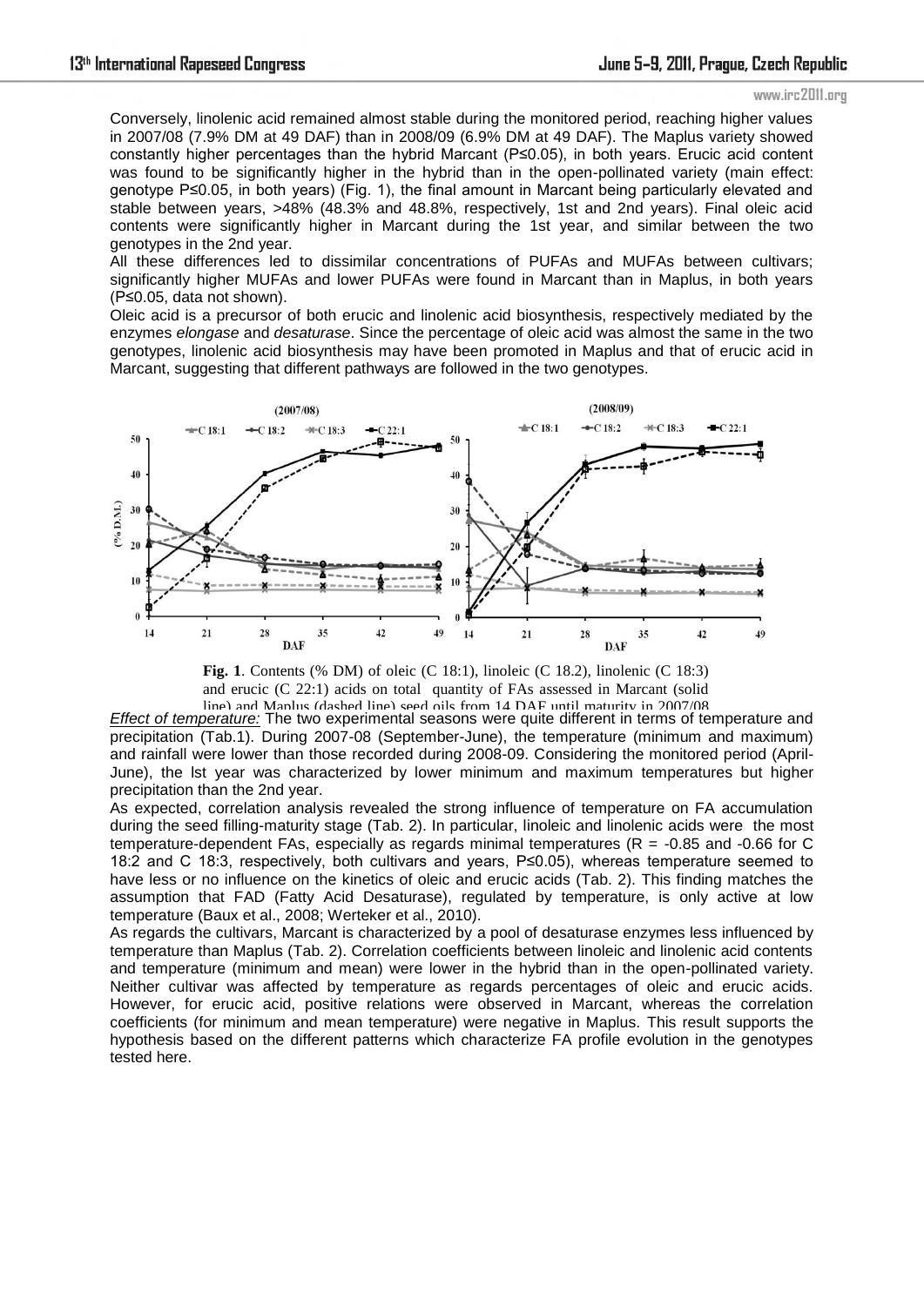Conversely, linolenic acid remained almost stable during the monitored period, reaching higher values in 2007/08 (7.9% DM at 49 DAF) than in 2008/09 (6.9% DM at 49 DAF). The Maplus variety showed constantly higher percentages than the hybrid Marcant (P≤0.05), in both years. Erucic acid content was found to be significantly higher in the hybrid than in the open-pollinated variety (main effect: genotype P≤0.05, in both years) (Fig. 1), the final amount in Marcant being particularly elevated and stable between years, >48% (48.3% and 48.8%, respectively, 1st and 2nd years). Final oleic acid contents were significantly higher in Marcant during the 1st year, and similar between the two genotypes in the 2nd year.

All these differences led to dissimilar concentrations of PUFAs and MUFAs between cultivars; significantly higher MUFAs and lower PUFAs were found in Marcant than in Maplus, in both years (P≤0.05, data not shown).

Oleic acid is a precursor of both erucic and linolenic acid biosynthesis, respectively mediated by the enzymes *elongase* and *desaturase*. Since the percentage of oleic acid was almost the same in the two genotypes, linolenic acid biosynthesis may have been promoted in Maplus and that of erucic acid in Marcant, suggesting that different pathways are followed in the two genotypes.

**Fig. 1**. Contents (% DM) of oleic (C 18:1), linoleic (C 18.2), linolenic (C 18:3) and erucic (C 22:1) acids on total quantity of FAs assessed in Marcant (solid line) and Maplus (dashed line) seed oils from 14 DAF until maturity in 2007/08

*Effect of temperature:* The two experimental seasons were quite different in terms of temperature and precipitation (Tab.1). During 2007-08 (September-June), the temperature (minimum and maximum) and rainfall were lower than those recorded during 2008-09. Considering the monitored period (April-June), the lst year was characterized by lower minimum and maximum temperatures but higher precipitation than the 2nd year.

As expected, correlation analysis revealed the strong influence of temperature on FA accumulation during the seed filling-maturity stage (Tab. 2). In particular, linoleic and linolenic acids were the most temperature-dependent FAs, especially as regards minimal temperatures (R = -0.85 and -0.66 for C 18:2 and C 18:3, respectively, both cultivars and years, P≤0.05), whereas temperature seemed to have less or no influence on the kinetics of oleic and erucic acids (Tab. 2). This finding matches the assumption that FAD (Fatty Acid Desaturase), regulated by temperature, is only active at low temperature (Baux et al., 2008; Werteker et al., 2010).

As regards the cultivars, Marcant is characterized by a pool of desaturase enzymes less influenced by temperature than Maplus (Tab. 2). Correlation coefficients between linoleic and linolenic acid contents and temperature (minimum and mean) were lower in the hybrid than in the open-pollinated variety. Neither cultivar was affected by temperature as regards percentages of oleic and erucic acids. However, for erucic acid, positive relations were observed in Marcant, whereas the correlation coefficients (for minimum and mean temperature) were negative in Maplus. This result supports the hypothesis based on the different patterns which characterize FA profile evolution in the genotypes tested here.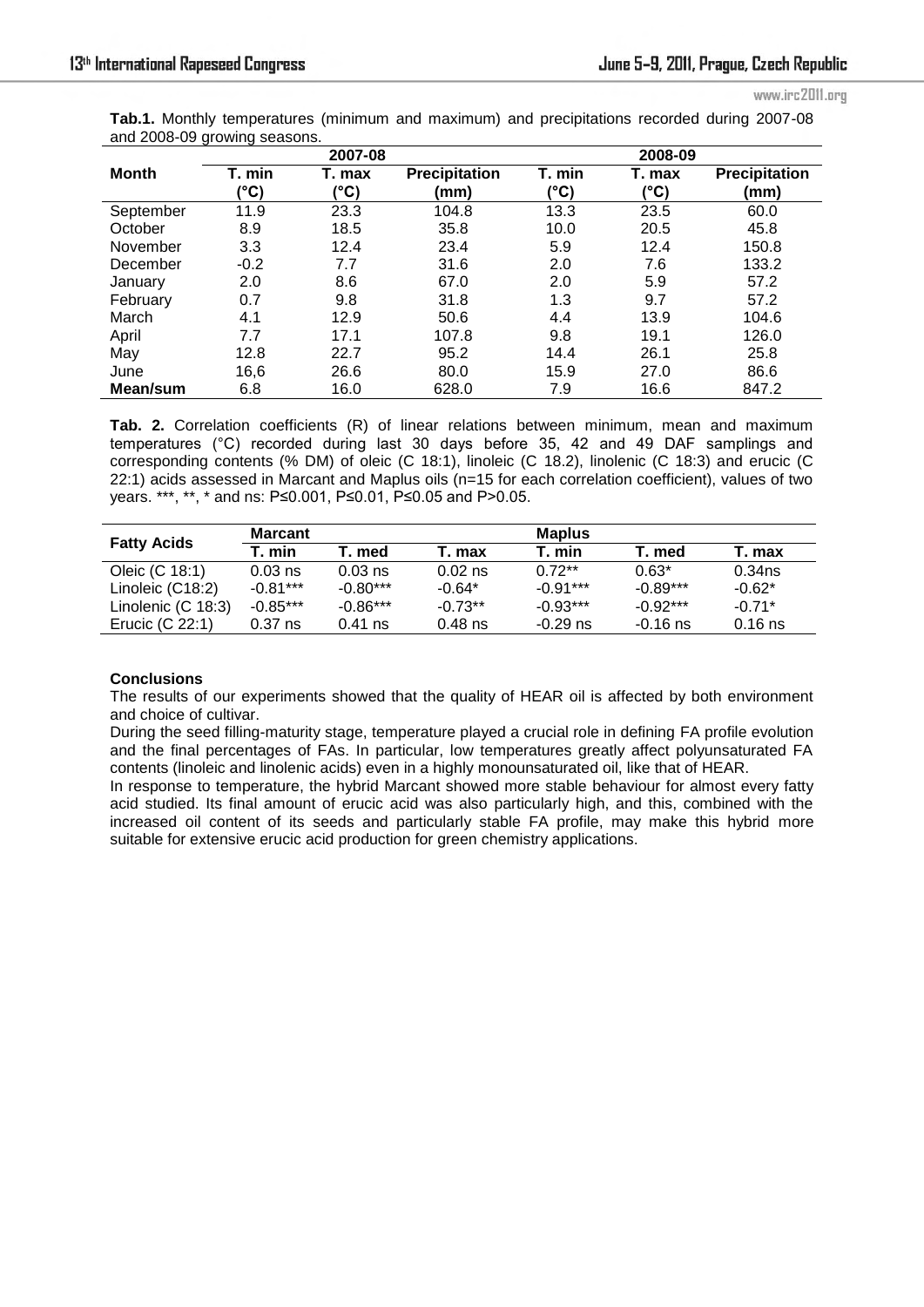**Tab.1.** Monthly temperatures (minimum and maximum) and precipitations recorded during 2007-08 and 2008-09 growing seasons.

| Month | 2007-08 | | | 2008-09 | | |
|---|---|---|---|---|---|---|
| | T. min (°C) | T. max (°C) | Precipitation (mm) | T. min (°C) | T. max (°C) | Precipitation (mm) |
| September | 11.9 | 23.3 | 104.8 | 13.3 | 23.5 | 60.0 |
| October | 8.9 | 18.5 | 35.8 | 10.0 | 20.5 | 45.8 |
| November | 3.3 | 12.4 | 23.4 | 5.9 | 12.4 | 150.8 |
| December | -0.2 | 7.7 | 31.6 | 2.0 | 7.6 | 133.2 |
| January | 2.0 | 8.6 | 67.0 | 2.0 | 5.9 | 57.2 |
| February | 0.7 | 9.8 | 31.8 | 1.3 | 9.7 | 57.2 |
| March | 4.1 | 12.9 | 50.6 | 4.4 | 13.9 | 104.6 |
| April | 7.7 | 17.1 | 107.8 | 9.8 | 19.1 | 126.0 |
| May | 12.8 | 22.7 | 95.2 | 14.4 | 26.1 | 25.8 |
| June | 16,6 | 26.6 | 80.0 | 15.9 | 27.0 | 86.6 |
| **Mean/sum** | 6.8 | 16.0 | 628.0 | 7.9 | 16.6 | 847.2 |

**Tab. 2.** Correlation coefficients (R) of linear relations between minimum, mean and maximum temperatures (°C) recorded during last 30 days before 35, 42 and 49 DAF samplings and corresponding contents (% DM) of oleic (C 18:1), linoleic (C 18.2), linolenic (C 18:3) and erucic (C 22:1) acids assessed in Marcant and Maplus oils (n=15 for each correlation coefficient), values of two years. \*\*\*, \*\*, \* and ns: P≤0.001, P≤0.01, P≤0.05 and P>0.05.

| Fatty Acids | Marcant | | | Maplus | | |
|---|---|---|---|---|---|---|
| | T. min | T. med | T. max | T. min | T. med | T. max |
| Oleic (C 18:1) | 0.03 ns | 0.03 ns | 0.02 ns | 0.72** | 0.63* | 0.34ns |
| Linoleic (C18:2) | -0.81*** | -0.80*** | -0.64* | -0.91*** | -0.89*** | -0.62* |
| Linolenic (C 18:3) | -0.85*** | -0.86*** | -0.73** | -0.93*** | -0.92*** | -0.71* |
| Erucic (C 22:1) | 0.37 ns | 0.41 ns | 0.48 ns | -0.29 ns | -0.16 ns | 0.16 ns |

**Conclusions**

The results of our experiments showed that the quality of HEAR oil is affected by both environment and choice of cultivar.

During the seed filling-maturity stage, temperature played a crucial role in defining FA profile evolution and the final percentages of FAs. In particular, low temperatures greatly affect polyunsaturated FA contents (linoleic and linolenic acids) even in a highly monounsaturated oil, like that of HEAR.

In response to temperature, the hybrid Marcant showed more stable behaviour for almost every fatty acid studied. Its final amount of erucic acid was also particularly high, and this, combined with the increased oil content of its seeds and particularly stable FA profile, may make this hybrid more suitable for extensive erucic acid production for green chemistry applications.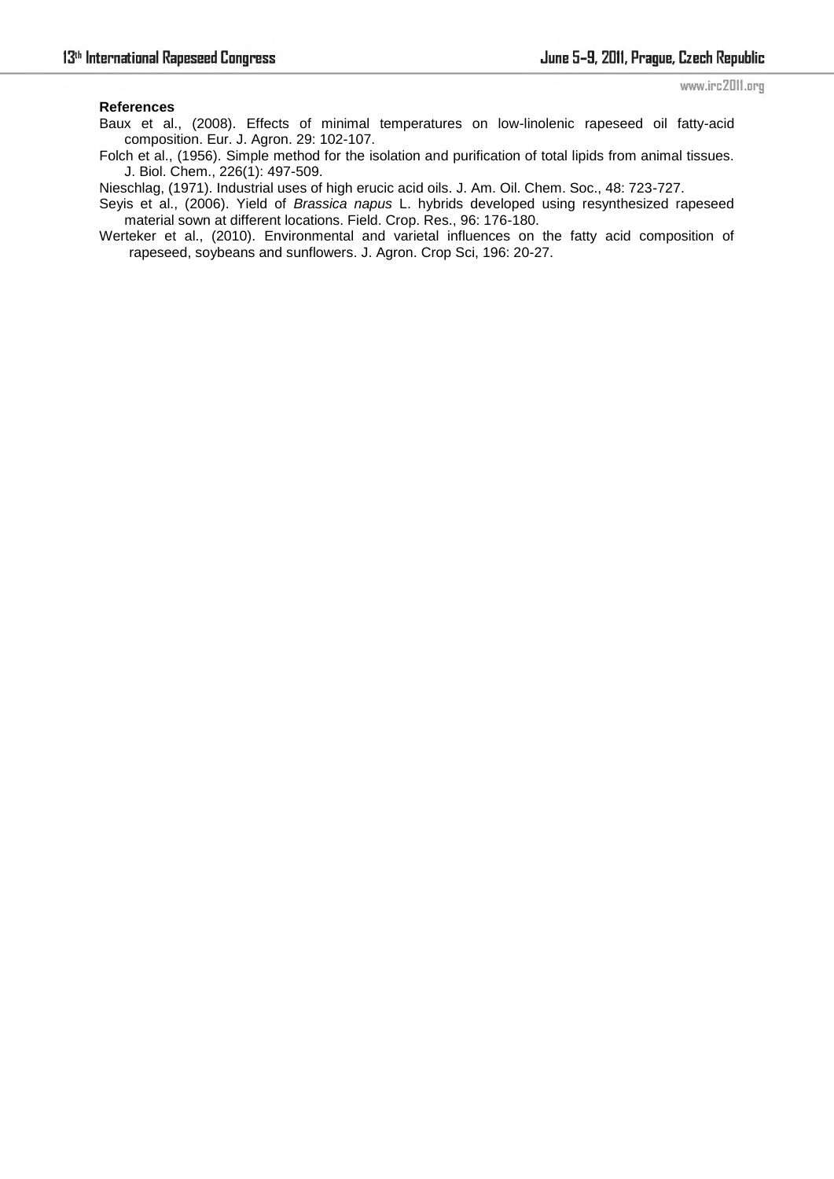**References**

Baux et al., (2008). Effects of minimal temperatures on low-linolenic rapeseed oil fatty-acid composition. Eur. J. Agron. 29: 102-107.

Folch et al., (1956). Simple method for the isolation and purification of total lipids from animal tissues. J. Biol. Chem., 226(1): 497-509.

Nieschlag, (1971). Industrial uses of high erucic acid oils. J. Am. Oil. Chem. Soc., 48: 723-727.

Seyis et al., (2006). Yield of *Brassica napus* L. hybrids developed using resynthesized rapeseed material sown at different locations. Field. Crop. Res., 96: 176-180.

Werteker et al., (2010). Environmental and varietal influences on the fatty acid composition of rapeseed, soybeans and sunflowers. J. Agron. Crop Sci, 196: 20-27.